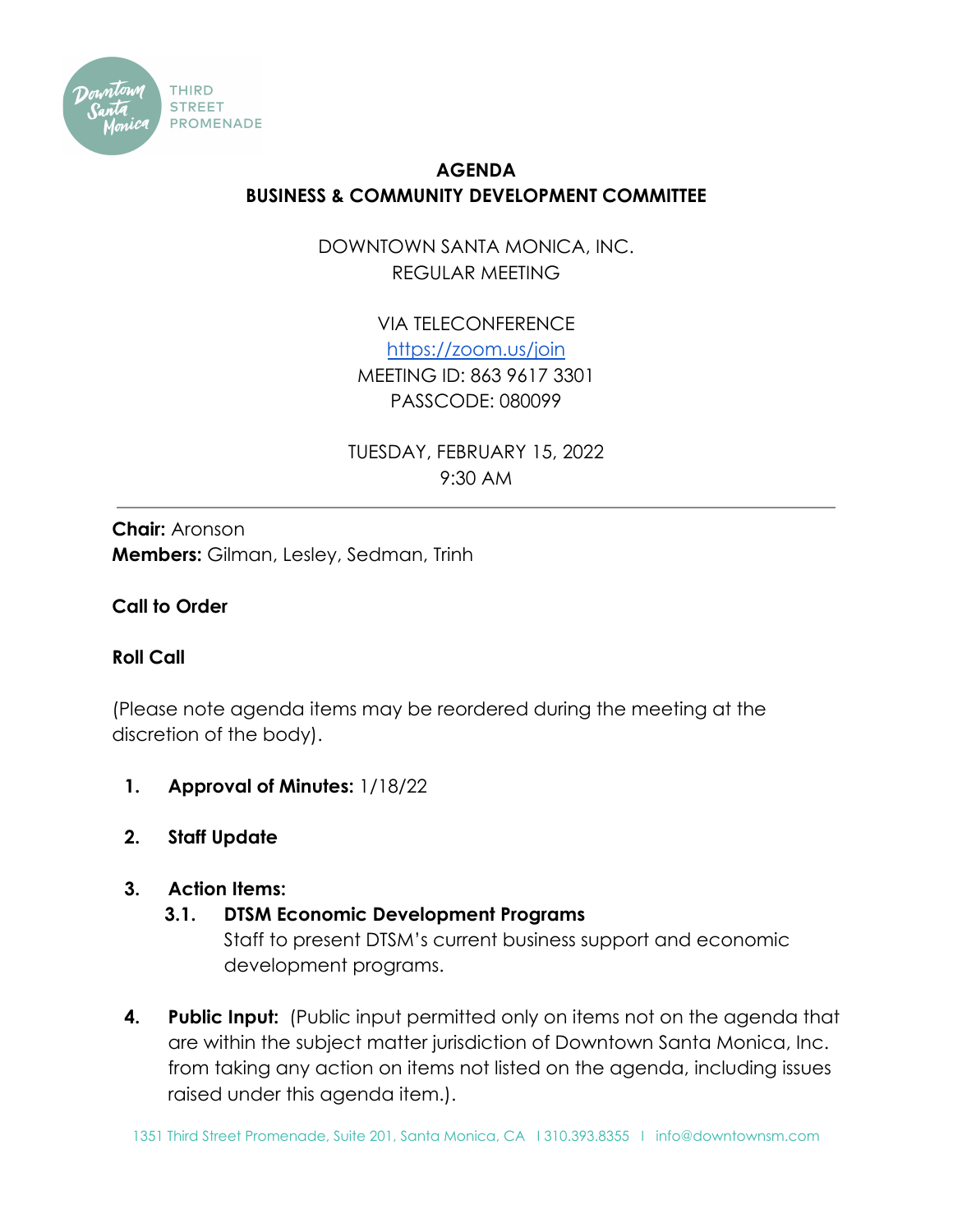# AGENDA
## BUSINESS & COMMUNITY DEVELOPMENT COMMITTEE

DOWNTOWN SANTA MONICA, INC.
REGULAR MEETING

VIA TELECONFERENCE
https://zoom.us/join
MEETING ID: 863 9617 3301
PASSCODE: 080099

TUESDAY, FEBRUARY 15, 2022
9:30 AM

---

**Chair:** Aronson
**Members:** Gilman, Lesley, Sedman, Trinh

**Call to Order**

**Roll Call**

(Please note agenda items may be reordered during the meeting at the discretion of the body).

1. **Approval of Minutes:** 1/18/22

2. **Staff Update**

3. **Action Items:**
   - **3.1. DTSM Economic Development Programs**
     Staff to present DTSM's current business support and economic development programs.

4. **Public Input:** (Public input permitted only on items not on the agenda that are within the subject matter jurisdiction of Downtown Santa Monica, Inc. from taking any action on items not listed on the agenda, including issues raised under this agenda item.).

1351 Third Street Promenade, Suite 201, Santa Monica, CA | 310.393.8355 | info@downtownsm.com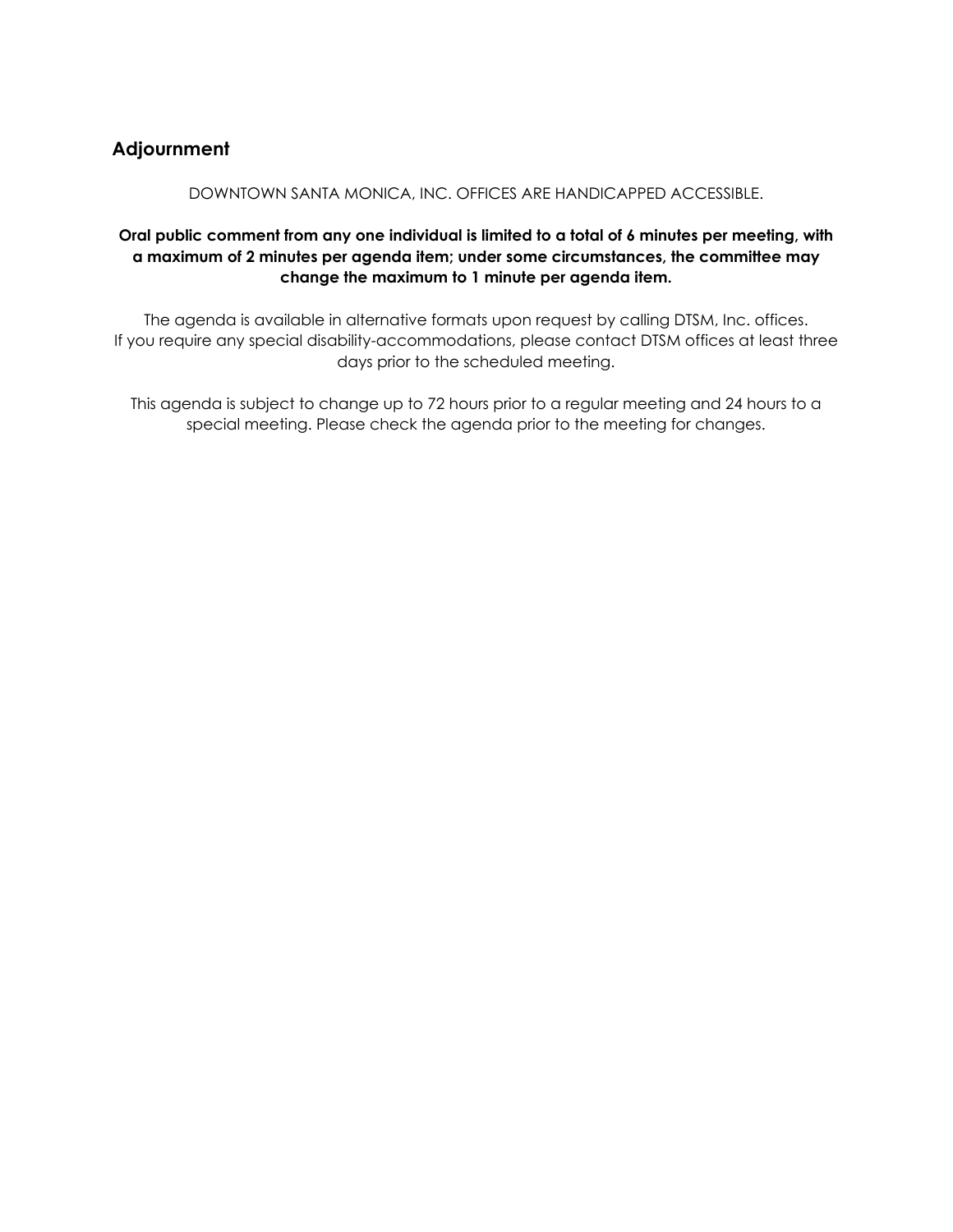## Adjournment

DOWNTOWN SANTA MONICA, INC. OFFICES ARE HANDICAPPED ACCESSIBLE.

**Oral public comment from any one individual is limited to a total of 6 minutes per meeting, with a maximum of 2 minutes per agenda item; under some circumstances, the committee may change the maximum to 1 minute per agenda item.**

The agenda is available in alternative formats upon request by calling DTSM, Inc. offices. If you require any special disability-accommodations, please contact DTSM offices at least three days prior to the scheduled meeting.

This agenda is subject to change up to 72 hours prior to a regular meeting and 24 hours to a special meeting. Please check the agenda prior to the meeting for changes.